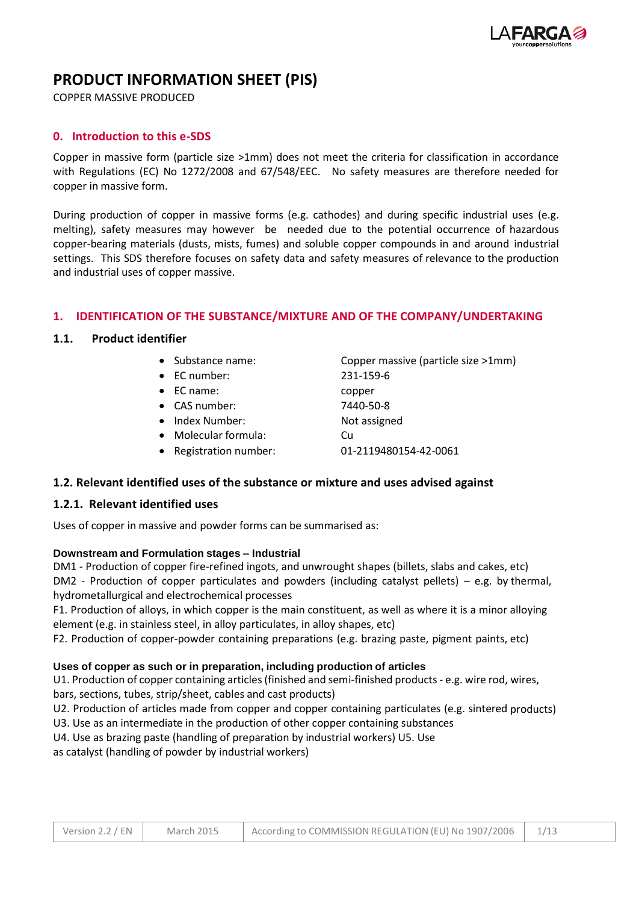# PRODUCT INFORMATION SHEET (PIS)

COPPER MASSIVE PRODUCED

## 0. Introduction to this e-SDS

Copper in massive form (particle size >1mm) does not meet the criteria for classification in accordance with Regulations (EC) No 1272/2008 and 67/548/EEC. No safety measures are therefore needed for copper in massive form.

During production of copper in massive forms (e.g. cathodes) and during specific industrial uses (e.g. melting), safety measures may however be needed due to the potential occurrence of hazardous copper-bearing materials (dusts, mists, fumes) and soluble copper compounds in and around industrial settings. This SDS therefore focuses on safety data and safety measures of relevance to the production and industrial uses of copper massive.

## 1. IDENTIFICATION OF THE SUBSTANCE/MIXTURE AND OF THE COMPANY/UNDERTAKING

### 1.1. Product identifier

- Substance name: Copper massive (particle size >1mm)
- EC number: 231-159-6
- EC name: copper
- CAS number: 7440-50-8
- Index Number: Not assigned
- Molecular formula: Cu
- Registration number: 01-2119480154-42-0061

### 1.2. Relevant identified uses of the substance or mixture and uses advised against

### 1.2.1. Relevant identified uses

Uses of copper in massive and powder forms can be summarised as:

**Downstream and Formulation stages – Industrial**

DM1 - Production of copper fire-refined ingots, and unwrought shapes (billets, slabs and cakes, etc)

DM2 - Production of copper particulates and powders (including catalyst pellets) – e.g. by thermal, hydrometallurgical and electrochemical processes

F1. Production of alloys, in which copper is the main constituent, as well as where it is a minor alloying element (e.g. in stainless steel, in alloy particulates, in alloy shapes, etc)

F2. Production of copper-powder containing preparations (e.g. brazing paste, pigment paints, etc)

**Uses of copper as such or in preparation, including production of articles**

U1. Production of copper containing articles (finished and semi-finished products - e.g. wire rod, wires, bars, sections, tubes, strip/sheet, cables and cast products)

U2. Production of articles made from copper and copper containing particulates (e.g. sintered products)

U3. Use as an intermediate in the production of other copper containing substances

U4. Use as brazing paste (handling of preparation by industrial workers) U5. Use as catalyst (handling of powder by industrial workers)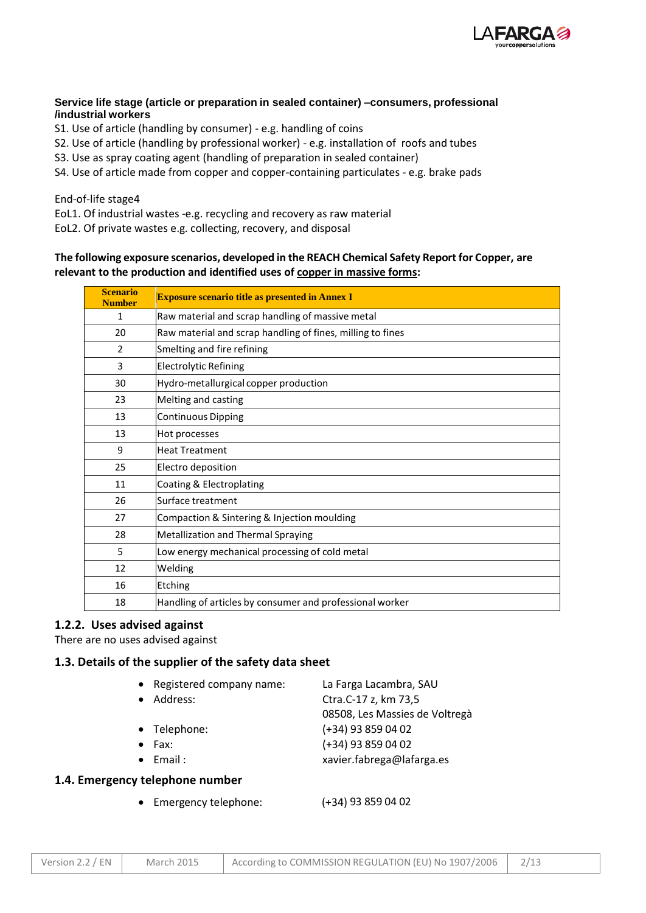**Service life stage (article or preparation in sealed container) –consumers, professional /industrial workers**

S1. Use of article (handling by consumer) - e.g. handling of coins
S2. Use of article (handling by professional worker) - e.g. installation of roofs and tubes
S3. Use as spray coating agent (handling of preparation in sealed container)
S4. Use of article made from copper and copper-containing particulates - e.g. brake pads

End-of-life stage4
EoL1. Of industrial wastes -e.g. recycling and recovery as raw material
EoL2. Of private wastes e.g. collecting, recovery, and disposal

**The following exposure scenarios, developed in the REACH Chemical Safety Report for Copper, are relevant to the production and identified uses of copper in massive forms:**

| Scenario Number | Exposure scenario title as presented in Annex I |
|---|---|
| 1 | Raw material and scrap handling of massive metal |
| 20 | Raw material and scrap handling of fines, milling to fines |
| 2 | Smelting and fire refining |
| 3 | Electrolytic Refining |
| 30 | Hydro-metallurgical copper production |
| 23 | Melting and casting |
| 13 | Continuous Dipping |
| 13 | Hot processes |
| 9 | Heat Treatment |
| 25 | Electro deposition |
| 11 | Coating & Electroplating |
| 26 | Surface treatment |
| 27 | Compaction & Sintering & Injection moulding |
| 28 | Metallization and Thermal Spraying |
| 5 | Low energy mechanical processing of cold metal |
| 12 | Welding |
| 16 | Etching |
| 18 | Handling of articles by consumer and professional worker |

### 1.2.2. Uses advised against

There are no uses advised against

## 1.3. Details of the supplier of the safety data sheet

- Registered company name: La Farga Lacambra, SAU
- Address: Ctra.C-17 z, km 73,5
  08508, Les Massies de Voltregà
- Telephone: (+34) 93 859 04 02
- Fax: (+34) 93 859 04 02
- Email : xavier.fabrega@lafarga.es

## 1.4. Emergency telephone number

- Emergency telephone: (+34) 93 859 04 02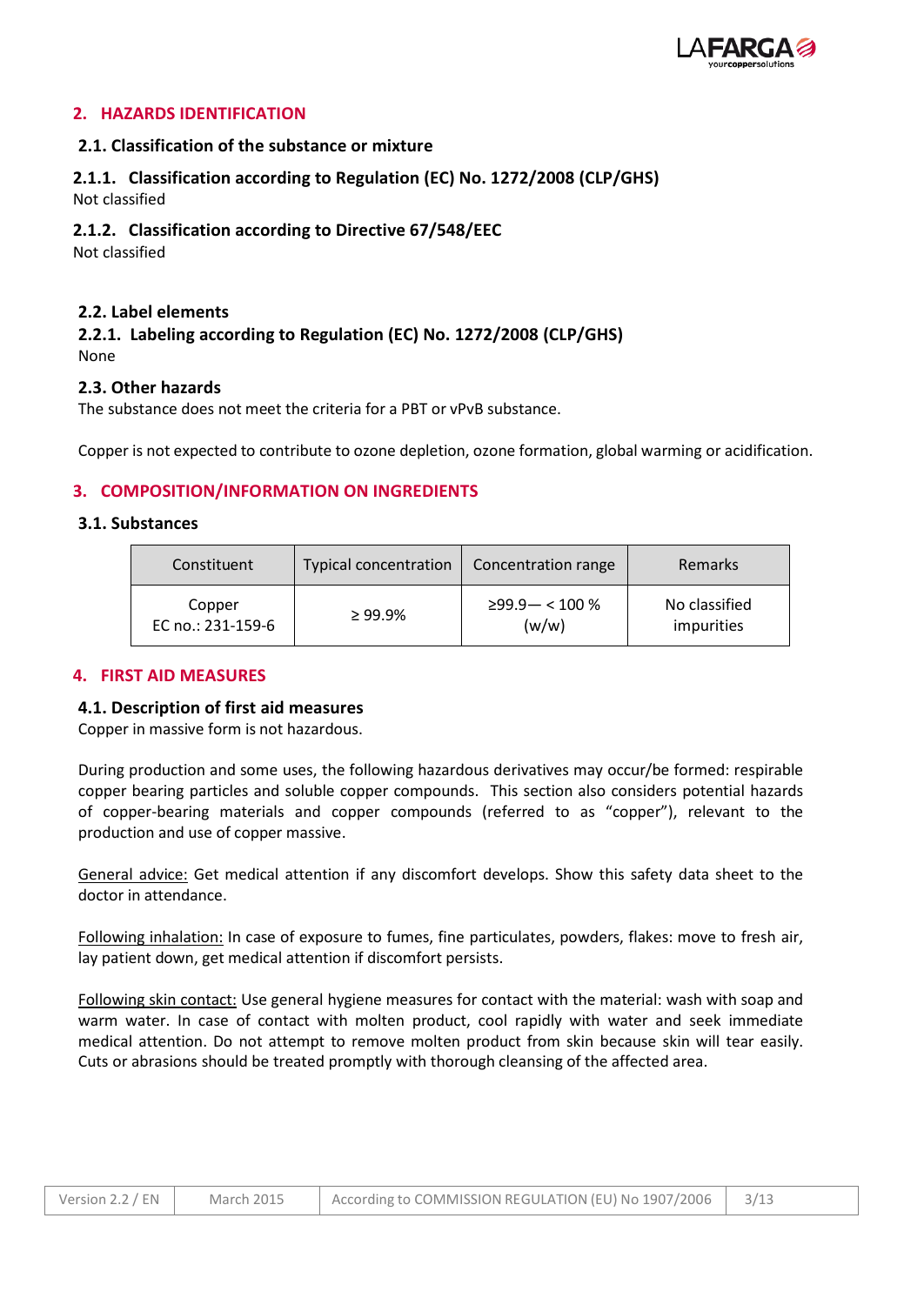## 2. HAZARDS IDENTIFICATION

### 2.1. Classification of the substance or mixture

#### 2.1.1. Classification according to Regulation (EC) No. 1272/2008 (CLP/GHS)

Not classified

#### 2.1.2. Classification according to Directive 67/548/EEC

Not classified

### 2.2. Label elements

#### 2.2.1. Labeling according to Regulation (EC) No. 1272/2008 (CLP/GHS)

None

### 2.3. Other hazards

The substance does not meet the criteria for a PBT or vPvB substance.

Copper is not expected to contribute to ozone depletion, ozone formation, global warming or acidification.

## 3. COMPOSITION/INFORMATION ON INGREDIENTS

### 3.1. Substances

| Constituent | Typical concentration | Concentration range | Remarks |
|---|---|---|---|
| Copper<br>EC no.: 231-159-6 | ≥ 99.9% | ≥99.9— < 100 % (w/w) | No classified impurities |

## 4. FIRST AID MEASURES

### 4.1. Description of first aid measures

Copper in massive form is not hazardous.

During production and some uses, the following hazardous derivatives may occur/be formed: respirable copper bearing particles and soluble copper compounds. This section also considers potential hazards of copper-bearing materials and copper compounds (referred to as "copper"), relevant to the production and use of copper massive.

General advice: Get medical attention if any discomfort develops. Show this safety data sheet to the doctor in attendance.

Following inhalation: In case of exposure to fumes, fine particulates, powders, flakes: move to fresh air, lay patient down, get medical attention if discomfort persists.

Following skin contact: Use general hygiene measures for contact with the material: wash with soap and warm water. In case of contact with molten product, cool rapidly with water and seek immediate medical attention. Do not attempt to remove molten product from skin because skin will tear easily. Cuts or abrasions should be treated promptly with thorough cleansing of the affected area.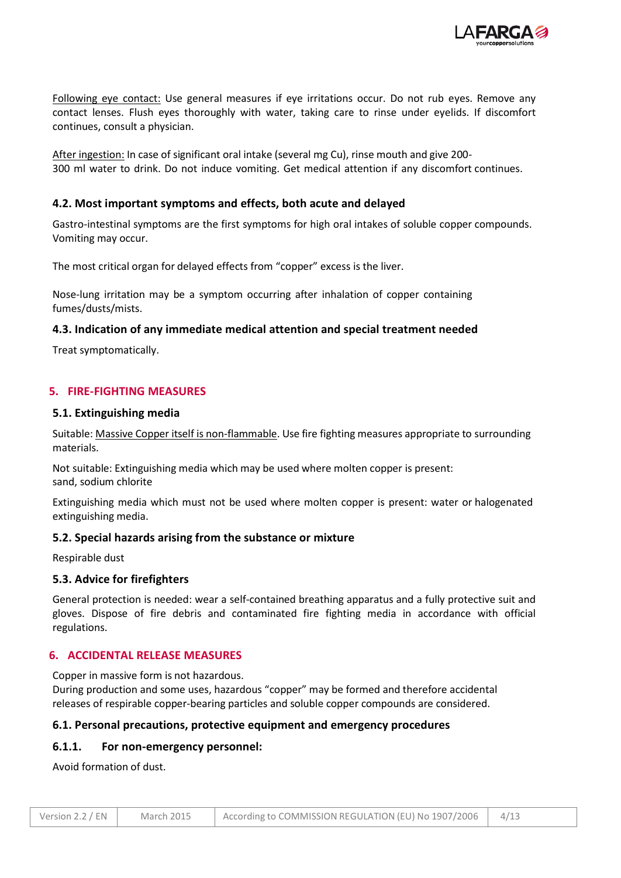Following eye contact: Use general measures if eye irritations occur. Do not rub eyes. Remove any contact lenses. Flush eyes thoroughly with water, taking care to rinse under eyelids. If discomfort continues, consult a physician.

After ingestion: In case of significant oral intake (several mg Cu), rinse mouth and give 200-300 ml water to drink. Do not induce vomiting. Get medical attention if any discomfort continues.

### 4.2. Most important symptoms and effects, both acute and delayed

Gastro-intestinal symptoms are the first symptoms for high oral intakes of soluble copper compounds. Vomiting may occur.

The most critical organ for delayed effects from "copper" excess is the liver.

Nose-lung irritation may be a symptom occurring after inhalation of copper containing fumes/dusts/mists.

### 4.3. Indication of any immediate medical attention and special treatment needed

Treat symptomatically.

## 5. FIRE-FIGHTING MEASURES

### 5.1. Extinguishing media

Suitable: Massive Copper itself is non-flammable. Use fire fighting measures appropriate to surrounding materials.

Not suitable: Extinguishing media which may be used where molten copper is present: sand, sodium chlorite

Extinguishing media which must not be used where molten copper is present: water or halogenated extinguishing media.

### 5.2. Special hazards arising from the substance or mixture

Respirable dust

### 5.3. Advice for firefighters

General protection is needed: wear a self-contained breathing apparatus and a fully protective suit and gloves. Dispose of fire debris and contaminated fire fighting media in accordance with official regulations.

## 6. ACCIDENTAL RELEASE MEASURES

Copper in massive form is not hazardous.
During production and some uses, hazardous "copper" may be formed and therefore accidental releases of respirable copper-bearing particles and soluble copper compounds are considered.

### 6.1. Personal precautions, protective equipment and emergency procedures

#### 6.1.1. For non-emergency personnel:

Avoid formation of dust.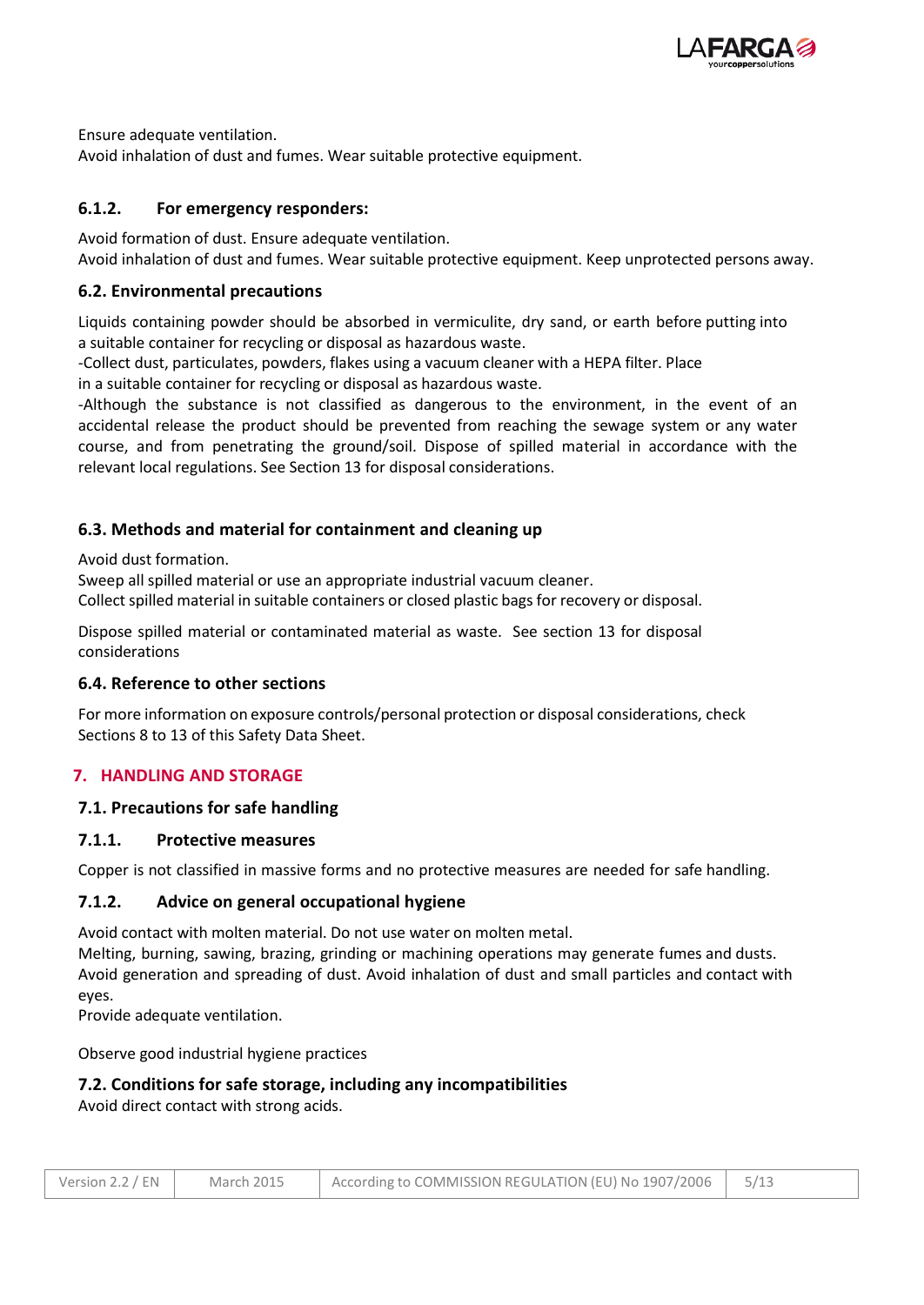Ensure adequate ventilation.
Avoid inhalation of dust and fumes. Wear suitable protective equipment.

#### 6.1.2. For emergency responders:

Avoid formation of dust. Ensure adequate ventilation.
Avoid inhalation of dust and fumes. Wear suitable protective equipment. Keep unprotected persons away.

### 6.2. Environmental precautions

Liquids containing powder should be absorbed in vermiculite, dry sand, or earth before putting into a suitable container for recycling or disposal as hazardous waste.
-Collect dust, particulates, powders, flakes using a vacuum cleaner with a HEPA filter. Place in a suitable container for recycling or disposal as hazardous waste.
-Although the substance is not classified as dangerous to the environment, in the event of an accidental release the product should be prevented from reaching the sewage system or any water course, and from penetrating the ground/soil. Dispose of spilled material in accordance with the relevant local regulations. See Section 13 for disposal considerations.

### 6.3. Methods and material for containment and cleaning up

Avoid dust formation.
Sweep all spilled material or use an appropriate industrial vacuum cleaner.
Collect spilled material in suitable containers or closed plastic bags for recovery or disposal.

Dispose spilled material or contaminated material as waste. See section 13 for disposal considerations

### 6.4. Reference to other sections

For more information on exposure controls/personal protection or disposal considerations, check Sections 8 to 13 of this Safety Data Sheet.

## 7. HANDLING AND STORAGE

### 7.1. Precautions for safe handling

#### 7.1.1. Protective measures

Copper is not classified in massive forms and no protective measures are needed for safe handling.

#### 7.1.2. Advice on general occupational hygiene

Avoid contact with molten material. Do not use water on molten metal.
Melting, burning, sawing, brazing, grinding or machining operations may generate fumes and dusts.
Avoid generation and spreading of dust. Avoid inhalation of dust and small particles and contact with eyes.
Provide adequate ventilation.

Observe good industrial hygiene practices

### 7.2. Conditions for safe storage, including any incompatibilities

Avoid direct contact with strong acids.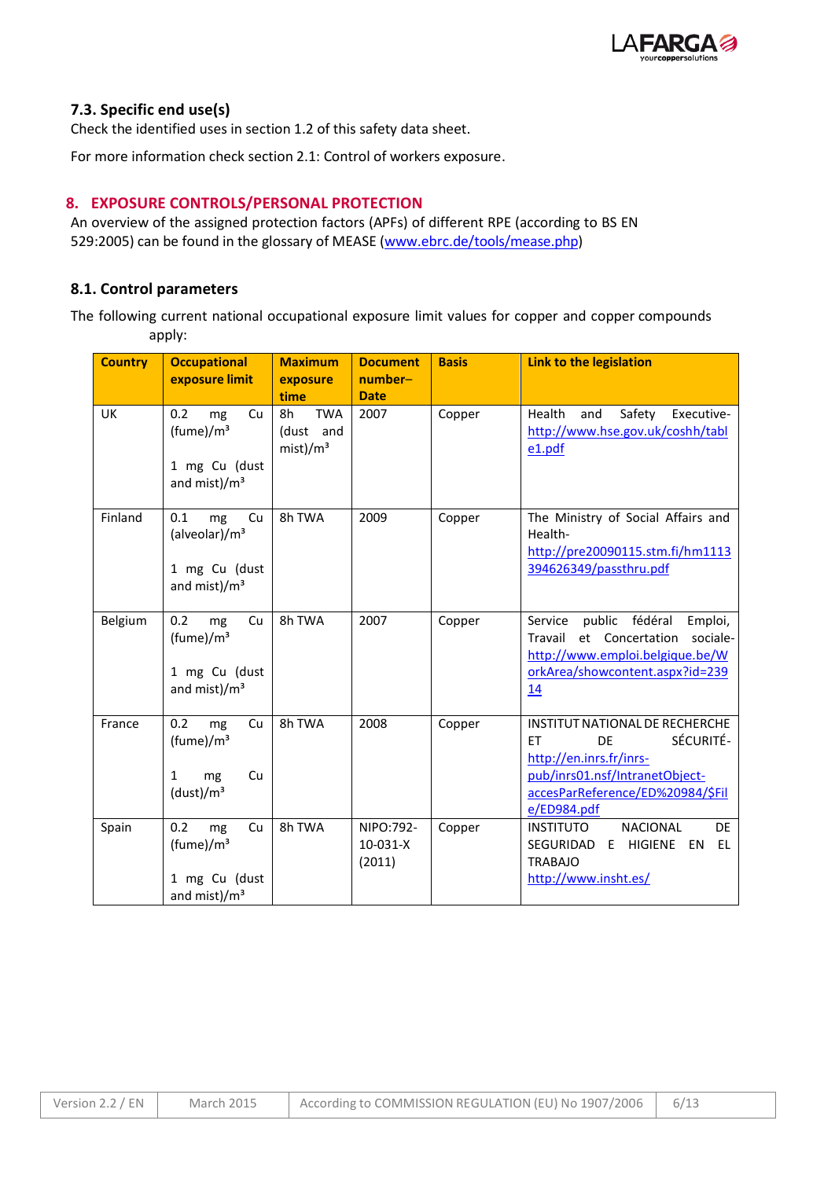### 7.3. Specific end use(s)

Check the identified uses in section 1.2 of this safety data sheet.

For more information check section 2.1: Control of workers exposure.

## 8. EXPOSURE CONTROLS/PERSONAL PROTECTION

An overview of the assigned protection factors (APFs) of different RPE (according to BS EN 529:2005) can be found in the glossary of MEASE ([www.ebrc.de/tools/mease.php](www.ebrc.de/tools/mease.php))

### 8.1. Control parameters

The following current national occupational exposure limit values for copper and copper compounds apply:

| Country | Occupational exposure limit | Maximum exposure time | Document number– Date | Basis | Link to the legislation |
|---|---|---|---|---|---|
| UK | 0.2 mg Cu (fume)/m³<br><br>1 mg Cu (dust and mist)/m³ | 8h TWA (dust and mist)/m³ | 2007 | Copper | Health and Safety Executive- [http://www.hse.gov.uk/coshh/table1.pdf](http://www.hse.gov.uk/coshh/table1.pdf) |
| Finland | 0.1 mg Cu (alveolar)/m³<br><br>1 mg Cu (dust and mist)/m³ | 8h TWA | 2009 | Copper | The Ministry of Social Affairs and Health- [http://pre20090115.stm.fi/hm1113394626349/passthru.pdf](http://pre20090115.stm.fi/hm1113394626349/passthru.pdf) |
| Belgium | 0.2 mg Cu (fume)/m³<br><br>1 mg Cu (dust and mist)/m³ | 8h TWA | 2007 | Copper | Service public fédéral Emploi, Travail et Concertation sociale- [http://www.emploi.belgique.be/WorkArea/showcontent.aspx?id=23914](http://www.emploi.belgique.be/WorkArea/showcontent.aspx?id=23914) |
| France | 0.2 mg Cu (fume)/m³<br><br>1 mg Cu (dust)/m³ | 8h TWA | 2008 | Copper | INSTITUT NATIONAL DE RECHERCHE ET DE SÉCURITÉ- [http://en.inrs.fr/inrs-pub/inrs01.nsf/IntranetObject-accesParReference/ED%20984/$File/ED984.pdf](http://en.inrs.fr/inrs-pub/inrs01.nsf/IntranetObject-accesParReference/ED%20984/$File/ED984.pdf) |
| Spain | 0.2 mg Cu (fume)/m³<br><br>1 mg Cu (dust and mist)/m³ | 8h TWA | NIPO:792-10-031-X (2011) | Copper | INSTITUTO NACIONAL DE SEGURIDAD E HIGIENE EN EL TRABAJO [http://www.insht.es/](http://www.insht.es/) |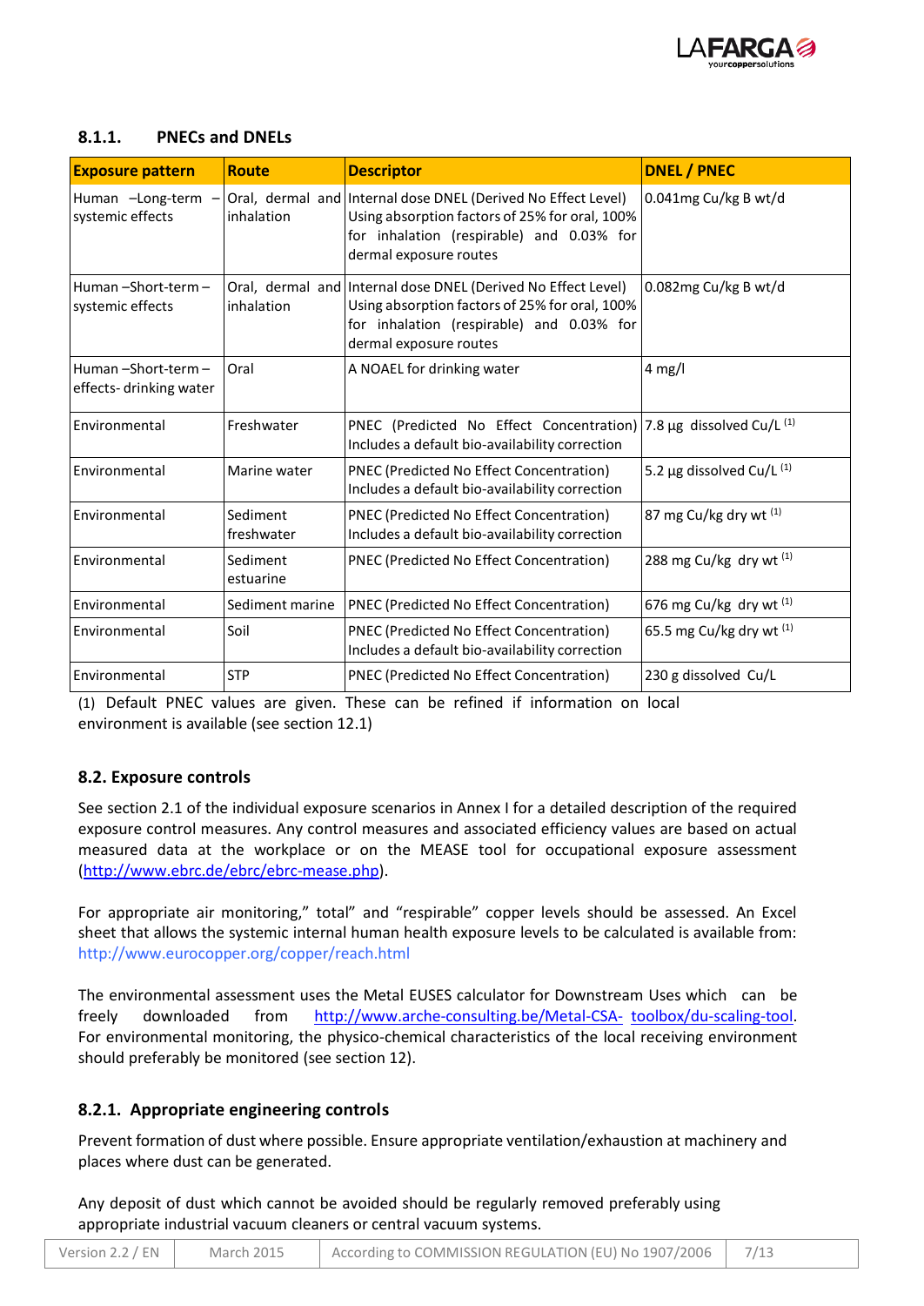### 8.1.1. PNECs and DNELs

| Exposure pattern | Route | Descriptor | DNEL / PNEC |
|---|---|---|---|
| Human –Long-term – systemic effects | Oral, dermal and inhalation | Internal dose DNEL (Derived No Effect Level) Using absorption factors of 25% for oral, 100% for inhalation (respirable) and 0.03% for dermal exposure routes | 0.041mg Cu/kg B wt/d |
| Human –Short-term – systemic effects | Oral, dermal and inhalation | Internal dose DNEL (Derived No Effect Level) Using absorption factors of 25% for oral, 100% for inhalation (respirable) and 0.03% for dermal exposure routes | 0.082mg Cu/kg B wt/d |
| Human –Short-term – effects- drinking water | Oral | A NOAEL for drinking water | 4 mg/l |
| Environmental | Freshwater | PNEC (Predicted No Effect Concentration) Includes a default bio-availability correction | 7.8 µg dissolved Cu/L (1) |
| Environmental | Marine water | PNEC (Predicted No Effect Concentration) Includes a default bio-availability correction | 5.2 µg dissolved Cu/L (1) |
| Environmental | Sediment freshwater | PNEC (Predicted No Effect Concentration) Includes a default bio-availability correction | 87 mg Cu/kg dry wt (1) |
| Environmental | Sediment estuarine | PNEC (Predicted No Effect Concentration) | 288 mg Cu/kg dry wt (1) |
| Environmental | Sediment marine | PNEC (Predicted No Effect Concentration) | 676 mg Cu/kg dry wt (1) |
| Environmental | Soil | PNEC (Predicted No Effect Concentration) Includes a default bio-availability correction | 65.5 mg Cu/kg dry wt (1) |
| Environmental | STP | PNEC (Predicted No Effect Concentration) | 230 g dissolved Cu/L |

(1) Default PNEC values are given. These can be refined if information on local environment is available (see section 12.1)

### 8.2. Exposure controls

See section 2.1 of the individual exposure scenarios in Annex I for a detailed description of the required exposure control measures. Any control measures and associated efficiency values are based on actual measured data at the workplace or on the MEASE tool for occupational exposure assessment (http://www.ebrc.de/ebrc/ebrc-mease.php).

For appropriate air monitoring," total" and "respirable" copper levels should be assessed. An Excel sheet that allows the systemic internal human health exposure levels to be calculated is available from: http://www.eurocopper.org/copper/reach.html

The environmental assessment uses the Metal EUSES calculator for Downstream Uses which can be freely downloaded from http://www.arche-consulting.be/Metal-CSA- toolbox/du-scaling-tool. For environmental monitoring, the physico-chemical characteristics of the local receiving environment should preferably be monitored (see section 12).

### 8.2.1. Appropriate engineering controls

Prevent formation of dust where possible. Ensure appropriate ventilation/exhaustion at machinery and places where dust can be generated.

Any deposit of dust which cannot be avoided should be regularly removed preferably using appropriate industrial vacuum cleaners or central vacuum systems.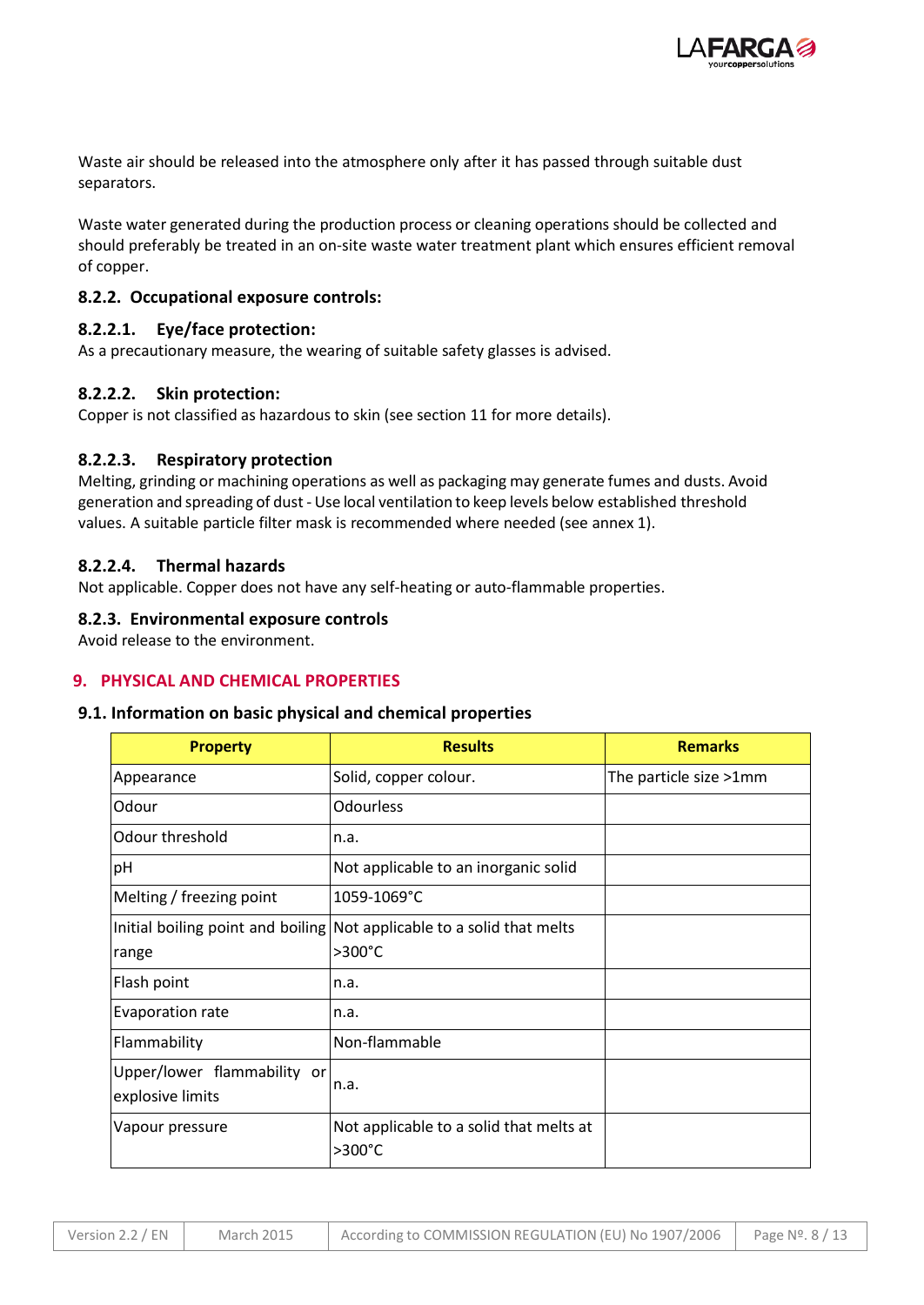Waste air should be released into the atmosphere only after it has passed through suitable dust separators.

Waste water generated during the production process or cleaning operations should be collected and should preferably be treated in an on-site waste water treatment plant which ensures efficient removal of copper.

### 8.2.2. Occupational exposure controls:

#### 8.2.2.1. Eye/face protection:

As a precautionary measure, the wearing of suitable safety glasses is advised.

#### 8.2.2.2. Skin protection:

Copper is not classified as hazardous to skin (see section 11 for more details).

#### 8.2.2.3. Respiratory protection

Melting, grinding or machining operations as well as packaging may generate fumes and dusts. Avoid generation and spreading of dust - Use local ventilation to keep levels below established threshold values. A suitable particle filter mask is recommended where needed (see annex 1).

#### 8.2.2.4. Thermal hazards

Not applicable. Copper does not have any self-heating or auto-flammable properties.

### 8.2.3. Environmental exposure controls

Avoid release to the environment.

## 9. PHYSICAL AND CHEMICAL PROPERTIES

### 9.1. Information on basic physical and chemical properties

| Property | Results | Remarks |
|---|---|---|
| Appearance | Solid, copper colour. | The particle size >1mm |
| Odour | Odourless | |
| Odour threshold | n.a. | |
| pH | Not applicable to an inorganic solid | |
| Melting / freezing point | 1059-1069°C | |
| Initial boiling point and boiling range | Not applicable to a solid that melts >300°C | |
| Flash point | n.a. | |
| Evaporation rate | n.a. | |
| Flammability | Non-flammable | |
| Upper/lower flammability or explosive limits | n.a. | |
| Vapour pressure | Not applicable to a solid that melts at >300°C | |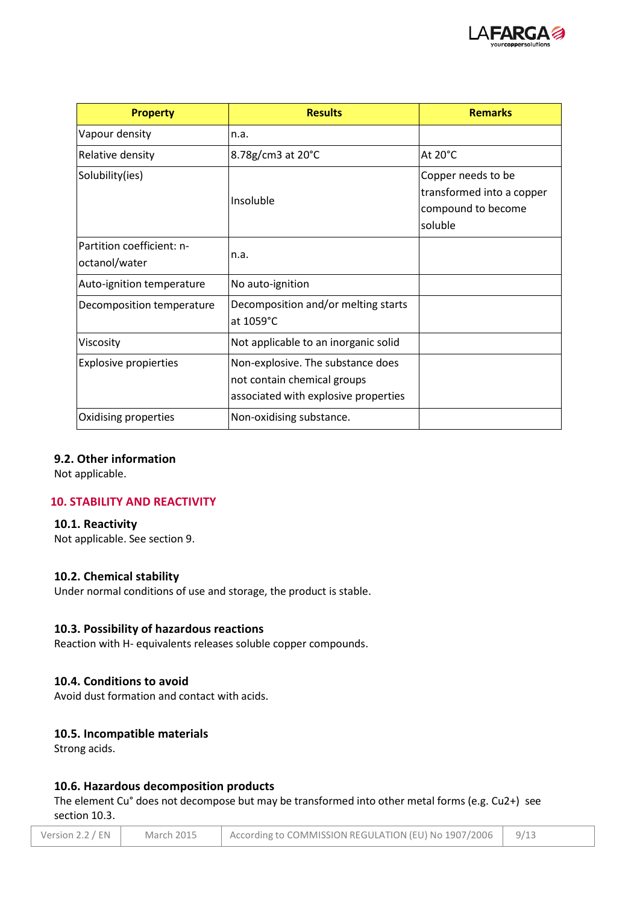| Property | Results | Remarks |
|---|---|---|
| Vapour density | n.a. | |
| Relative density | 8.78g/cm3 at 20°C | At 20°C |
| Solubility(ies) | Insoluble | Copper needs to be transformed into a copper compound to become soluble |
| Partition coefficient: n-octanol/water | n.a. | |
| Auto-ignition temperature | No auto-ignition | |
| Decomposition temperature | Decomposition and/or melting starts at 1059°C | |
| Viscosity | Not applicable to an inorganic solid | |
| Explosive propierties | Non-explosive. The substance does not contain chemical groups associated with explosive properties | |
| Oxidising properties | Non-oxidising substance. | |

### 9.2. Other information

Not applicable.

## 10. STABILITY AND REACTIVITY

### 10.1. Reactivity

Not applicable. See section 9.

### 10.2. Chemical stability

Under normal conditions of use and storage, the product is stable.

### 10.3. Possibility of hazardous reactions

Reaction with H- equivalents releases soluble copper compounds.

### 10.4. Conditions to avoid

Avoid dust formation and contact with acids.

### 10.5. Incompatible materials

Strong acids.

### 10.6. Hazardous decomposition products

The element Cu° does not decompose but may be transformed into other metal forms (e.g. $Cu^{2+}$) see section 10.3.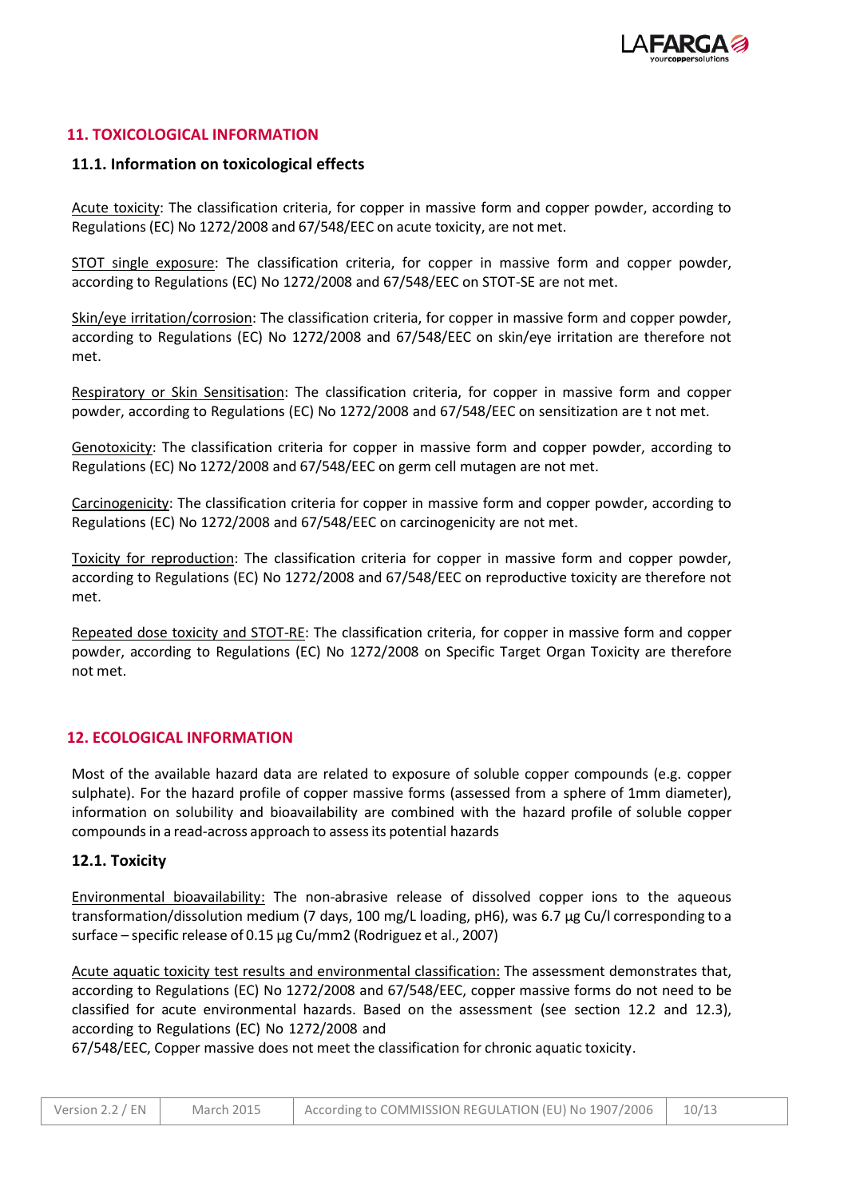## 11. TOXICOLOGICAL INFORMATION

### 11.1. Information on toxicological effects

Acute toxicity: The classification criteria, for copper in massive form and copper powder, according to Regulations (EC) No 1272/2008 and 67/548/EEC on acute toxicity, are not met.

STOT single exposure: The classification criteria, for copper in massive form and copper powder, according to Regulations (EC) No 1272/2008 and 67/548/EEC on STOT-SE are not met.

Skin/eye irritation/corrosion: The classification criteria, for copper in massive form and copper powder, according to Regulations (EC) No 1272/2008 and 67/548/EEC on skin/eye irritation are therefore not met.

Respiratory or Skin Sensitisation: The classification criteria, for copper in massive form and copper powder, according to Regulations (EC) No 1272/2008 and 67/548/EEC on sensitization are t not met.

Genotoxicity: The classification criteria for copper in massive form and copper powder, according to Regulations (EC) No 1272/2008 and 67/548/EEC on germ cell mutagen are not met.

Carcinogenicity: The classification criteria for copper in massive form and copper powder, according to Regulations (EC) No 1272/2008 and 67/548/EEC on carcinogenicity are not met.

Toxicity for reproduction: The classification criteria for copper in massive form and copper powder, according to Regulations (EC) No 1272/2008 and 67/548/EEC on reproductive toxicity are therefore not met.

Repeated dose toxicity and STOT-RE: The classification criteria, for copper in massive form and copper powder, according to Regulations (EC) No 1272/2008 on Specific Target Organ Toxicity are therefore not met.

## 12. ECOLOGICAL INFORMATION

Most of the available hazard data are related to exposure of soluble copper compounds (e.g. copper sulphate). For the hazard profile of copper massive forms (assessed from a sphere of 1mm diameter), information on solubility and bioavailability are combined with the hazard profile of soluble copper compounds in a read-across approach to assess its potential hazards

### 12.1. Toxicity

Environmental bioavailability: The non-abrasive release of dissolved copper ions to the aqueous transformation/dissolution medium (7 days, 100 mg/L loading, pH6), was 6.7 µg Cu/l corresponding to a surface – specific release of 0.15 µg Cu/mm2 (Rodriguez et al., 2007)

Acute aquatic toxicity test results and environmental classification: The assessment demonstrates that, according to Regulations (EC) No 1272/2008 and 67/548/EEC, copper massive forms do not need to be classified for acute environmental hazards. Based on the assessment (see section 12.2 and 12.3), according to Regulations (EC) No 1272/2008 and 67/548/EEC, Copper massive does not meet the classification for chronic aquatic toxicity.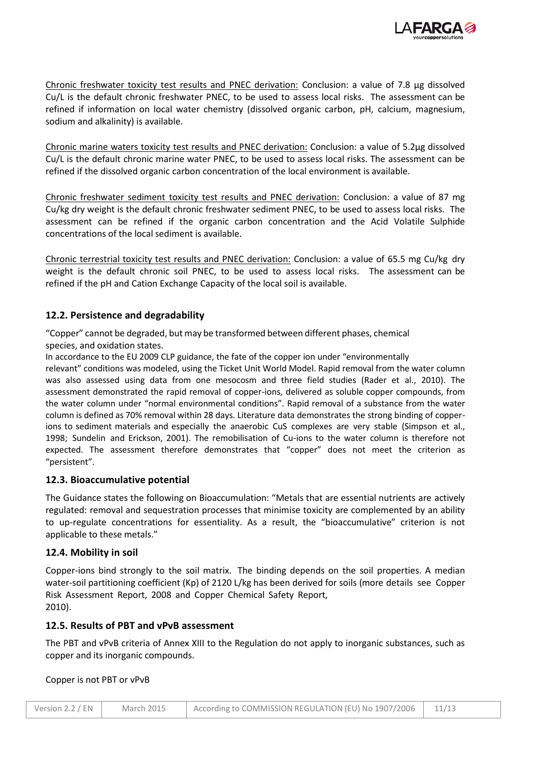Chronic freshwater toxicity test results and PNEC derivation: Conclusion: a value of 7.8 µg dissolved Cu/L is the default chronic freshwater PNEC, to be used to assess local risks. The assessment can be refined if information on local water chemistry (dissolved organic carbon, pH, calcium, magnesium, sodium and alkalinity) is available.

Chronic marine waters toxicity test results and PNEC derivation: Conclusion: a value of 5.2µg dissolved Cu/L is the default chronic marine water PNEC, to be used to assess local risks. The assessment can be refined if the dissolved organic carbon concentration of the local environment is available.

Chronic freshwater sediment toxicity test results and PNEC derivation: Conclusion: a value of 87 mg Cu/kg dry weight is the default chronic freshwater sediment PNEC, to be used to assess local risks. The assessment can be refined if the organic carbon concentration and the Acid Volatile Sulphide concentrations of the local sediment is available.

Chronic terrestrial toxicity test results and PNEC derivation: Conclusion: a value of 65.5 mg Cu/kg dry weight is the default chronic soil PNEC, to be used to assess local risks. The assessment can be refined if the pH and Cation Exchange Capacity of the local soil is available.

## 12.2. Persistence and degradability

"Copper" cannot be degraded, but may be transformed between different phases, chemical species, and oxidation states.

In accordance to the EU 2009 CLP guidance, the fate of the copper ion under "environmentally relevant" conditions was modeled, using the Ticket Unit World Model. Rapid removal from the water column was also assessed using data from one mesocosm and three field studies (Rader et al., 2010). The assessment demonstrated the rapid removal of copper-ions, delivered as soluble copper compounds, from the water column under "normal environmental conditions". Rapid removal of a substance from the water column is defined as 70% removal within 28 days. Literature data demonstrates the strong binding of copper-ions to sediment materials and especially the anaerobic CuS complexes are very stable (Simpson et al., 1998; Sundelin and Erickson, 2001). The remobilisation of Cu-ions to the water column is therefore not expected. The assessment therefore demonstrates that "copper" does not meet the criterion as "persistent".

## 12.3. Bioaccumulative potential

The Guidance states the following on Bioaccumulation: "Metals that are essential nutrients are actively regulated: removal and sequestration processes that minimise toxicity are complemented by an ability to up-regulate concentrations for essentiality. As a result, the "bioaccumulative" criterion is not applicable to these metals."

## 12.4. Mobility in soil

Copper-ions bind strongly to the soil matrix. The binding depends on the soil properties. A median water-soil partitioning coefficient (Kp) of 2120 L/kg has been derived for soils (more details see Copper Risk Assessment Report, 2008 and Copper Chemical Safety Report, 2010).

## 12.5. Results of PBT and vPvB assessment

The PBT and vPvB criteria of Annex XIII to the Regulation do not apply to inorganic substances, such as copper and its inorganic compounds.

Copper is not PBT or vPvB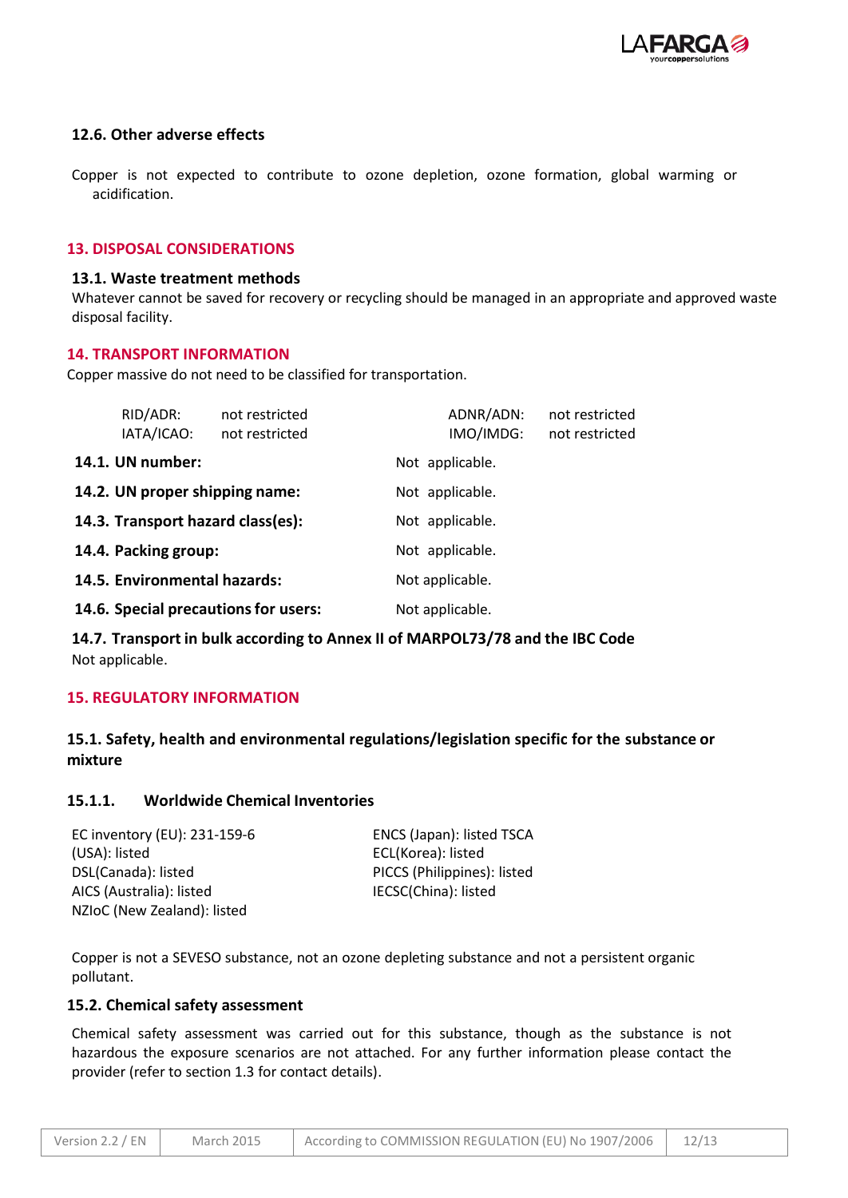### 12.6. Other adverse effects

Copper is not expected to contribute to ozone depletion, ozone formation, global warming or acidification.

## 13. DISPOSAL CONSIDERATIONS

### 13.1. Waste treatment methods

Whatever cannot be saved for recovery or recycling should be managed in an appropriate and approved waste disposal facility.

## 14. TRANSPORT INFORMATION

Copper massive do not need to be classified for transportation.

| | | | |
|---|---|---|---|
| RID/ADR: | not restricted | ADNR/ADN: | not restricted |
| IATA/ICAO: | not restricted | IMO/IMDG: | not restricted |

**14.1. UN number:** Not applicable.

**14.2. UN proper shipping name:** Not applicable.

**14.3. Transport hazard class(es):** Not applicable.

**14.4. Packing group:** Not applicable.

**14.5. Environmental hazards:** Not applicable.

**14.6. Special precautions for users:** Not applicable.

**14.7. Transport in bulk according to Annex II of MARPOL73/78 and the IBC Code**

Not applicable.

## 15. REGULATORY INFORMATION

### 15.1. Safety, health and environmental regulations/legislation specific for the substance or mixture

#### 15.1.1. Worldwide Chemical Inventories

EC inventory (EU): 231-159-6
TSCA (USA): listed
DSL(Canada): listed
AICS (Australia): listed
NZIoC (New Zealand): listed
ENCS (Japan): listed
ECL(Korea): listed
PICCS (Philippines): listed
IECSC(China): listed

Copper is not a SEVESO substance, not an ozone depleting substance and not a persistent organic pollutant.

### 15.2. Chemical safety assessment

Chemical safety assessment was carried out for this substance, though as the substance is not hazardous the exposure scenarios are not attached. For any further information please contact the provider (refer to section 1.3 for contact details).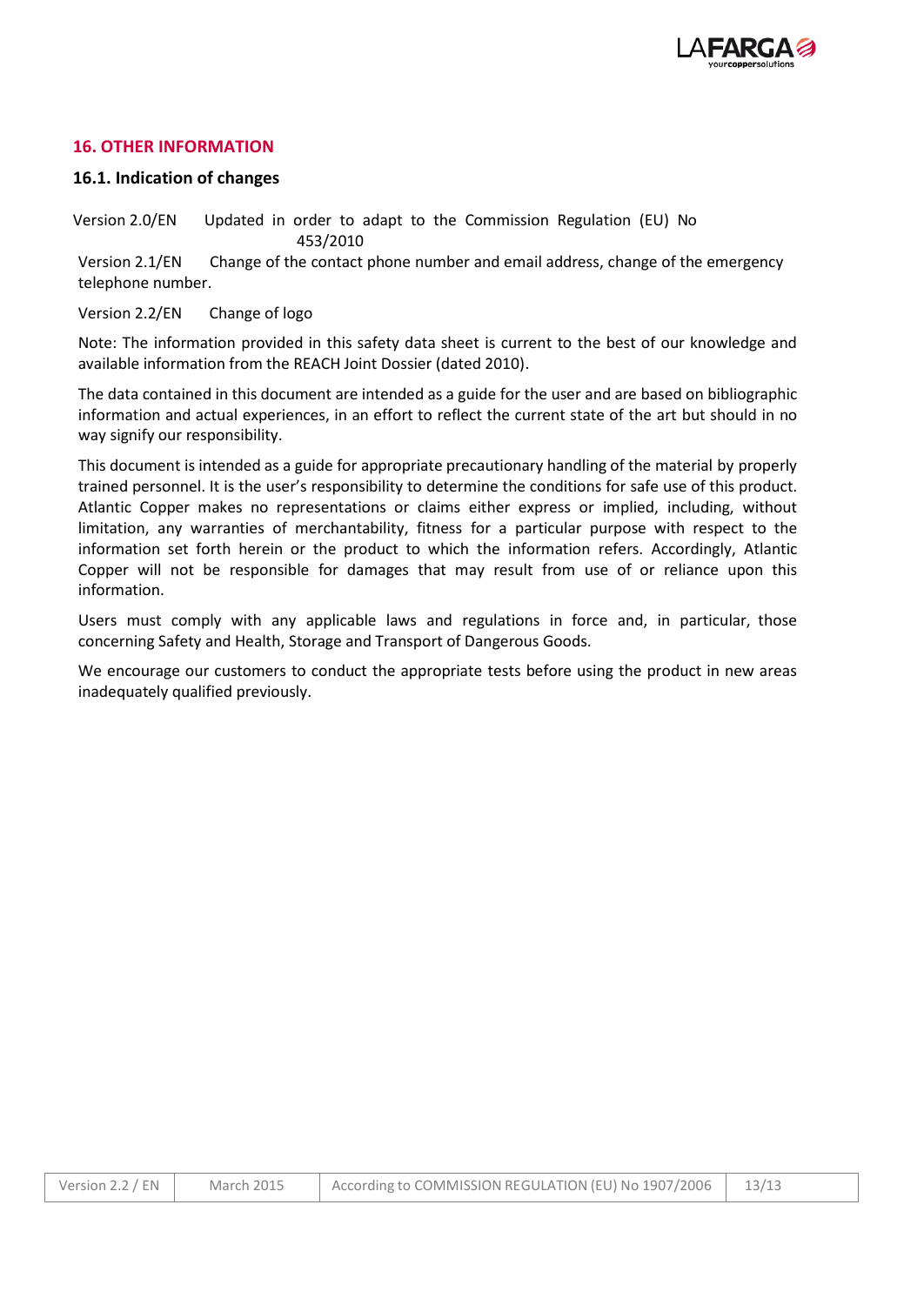## 16. OTHER INFORMATION

### 16.1. Indication of changes

Version 2.0/EN Updated in order to adapt to the Commission Regulation (EU) No 453/2010

Version 2.1/EN Change of the contact phone number and email address, change of the emergency telephone number.

Version 2.2/EN Change of logo

Note: The information provided in this safety data sheet is current to the best of our knowledge and available information from the REACH Joint Dossier (dated 2010).

The data contained in this document are intended as a guide for the user and are based on bibliographic information and actual experiences, in an effort to reflect the current state of the art but should in no way signify our responsibility.

This document is intended as a guide for appropriate precautionary handling of the material by properly trained personnel. It is the user's responsibility to determine the conditions for safe use of this product. Atlantic Copper makes no representations or claims either express or implied, including, without limitation, any warranties of merchantability, fitness for a particular purpose with respect to the information set forth herein or the product to which the information refers. Accordingly, Atlantic Copper will not be responsible for damages that may result from use of or reliance upon this information.

Users must comply with any applicable laws and regulations in force and, in particular, those concerning Safety and Health, Storage and Transport of Dangerous Goods.

We encourage our customers to conduct the appropriate tests before using the product in new areas inadequately qualified previously.